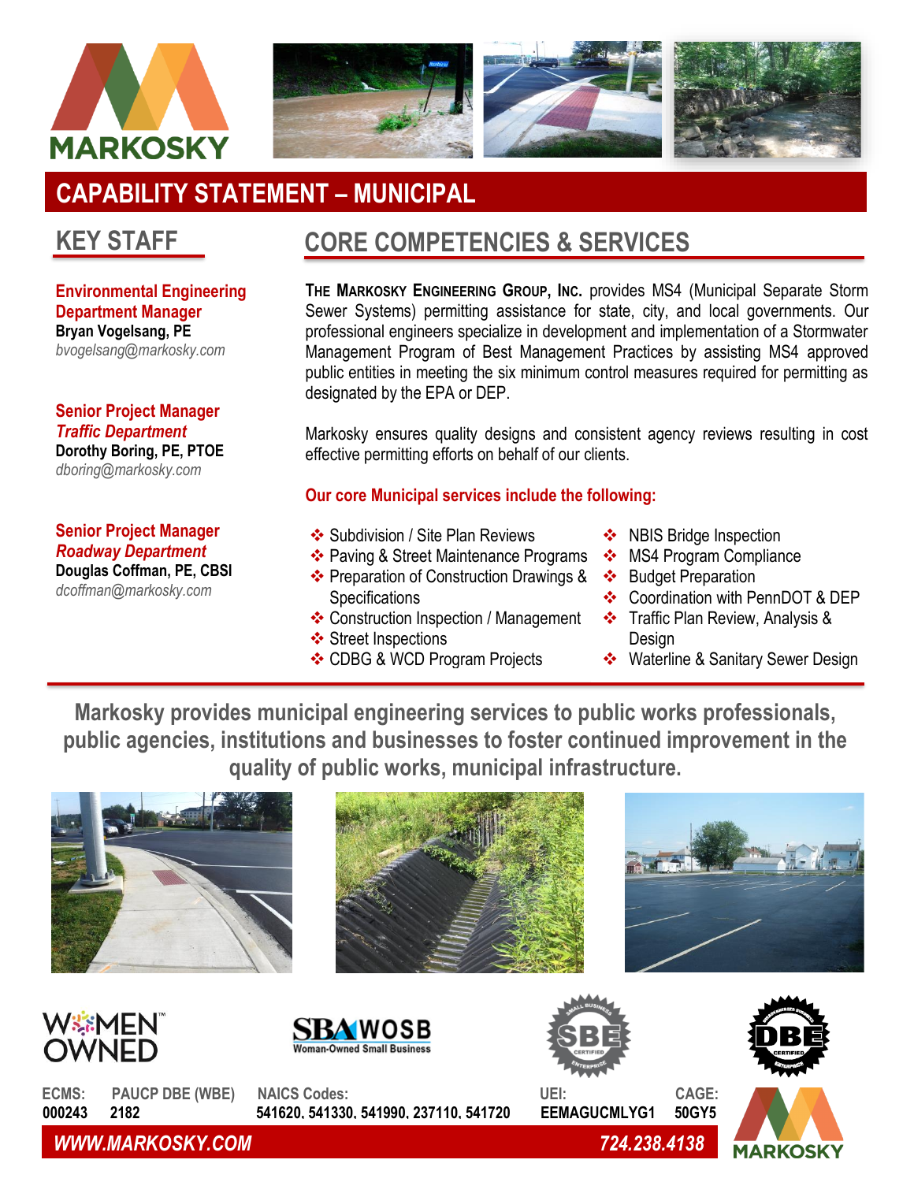# CAPABILITY STATEMENT – MUNICIPAL

## KEY STAFF

**Environmental Engineering Department Manager**
**Bryan Vogelsang, PE**
*bvogelsang@markosky.com*

**Senior Project Manager**
***Traffic Department***
**Dorothy Boring, PE, PTOE**
*dboring@markosky.com*

**Senior Project Manager**
***Roadway Department***
**Douglas Coffman, PE, CBSI**
*dcoffman@markosky.com*

## CORE COMPETENCIES & SERVICES

**The Markosky Engineering Group, Inc.** provides MS4 (Municipal Separate Storm Sewer Systems) permitting assistance for state, city, and local governments. Our professional engineers specialize in development and implementation of a Stormwater Management Program of Best Management Practices by assisting MS4 approved public entities in meeting the six minimum control measures required for permitting as designated by the EPA or DEP.

Markosky ensures quality designs and consistent agency reviews resulting in cost effective permitting efforts on behalf of our clients.

**Our core Municipal services include the following:**

- Subdivision / Site Plan Reviews
- Paving & Street Maintenance Programs
- Preparation of Construction Drawings & Specifications
- Construction Inspection / Management
- Street Inspections
- CDBG & WCD Program Projects
- NBIS Bridge Inspection
- MS4 Program Compliance
- Budget Preparation
- Coordination with PennDOT & DEP
- Traffic Plan Review, Analysis & Design
- Waterline & Sanitary Sewer Design

**Markosky provides municipal engineering services to public works professionals, public agencies, institutions and businesses to foster continued improvement in the quality of public works, municipal infrastructure.**

| ECMS: | PAUCP DBE (WBE) | NAICS Codes: | UEI: | CAGE: |
|---|---|---|---|---|
| 000243 | 2182 | 541620, 541330, 541990, 237110, 541720 | EEMAGUCMLYG1 | 50GY5 |

*WWW.MARKOSKY.COM* | *724.238.4138*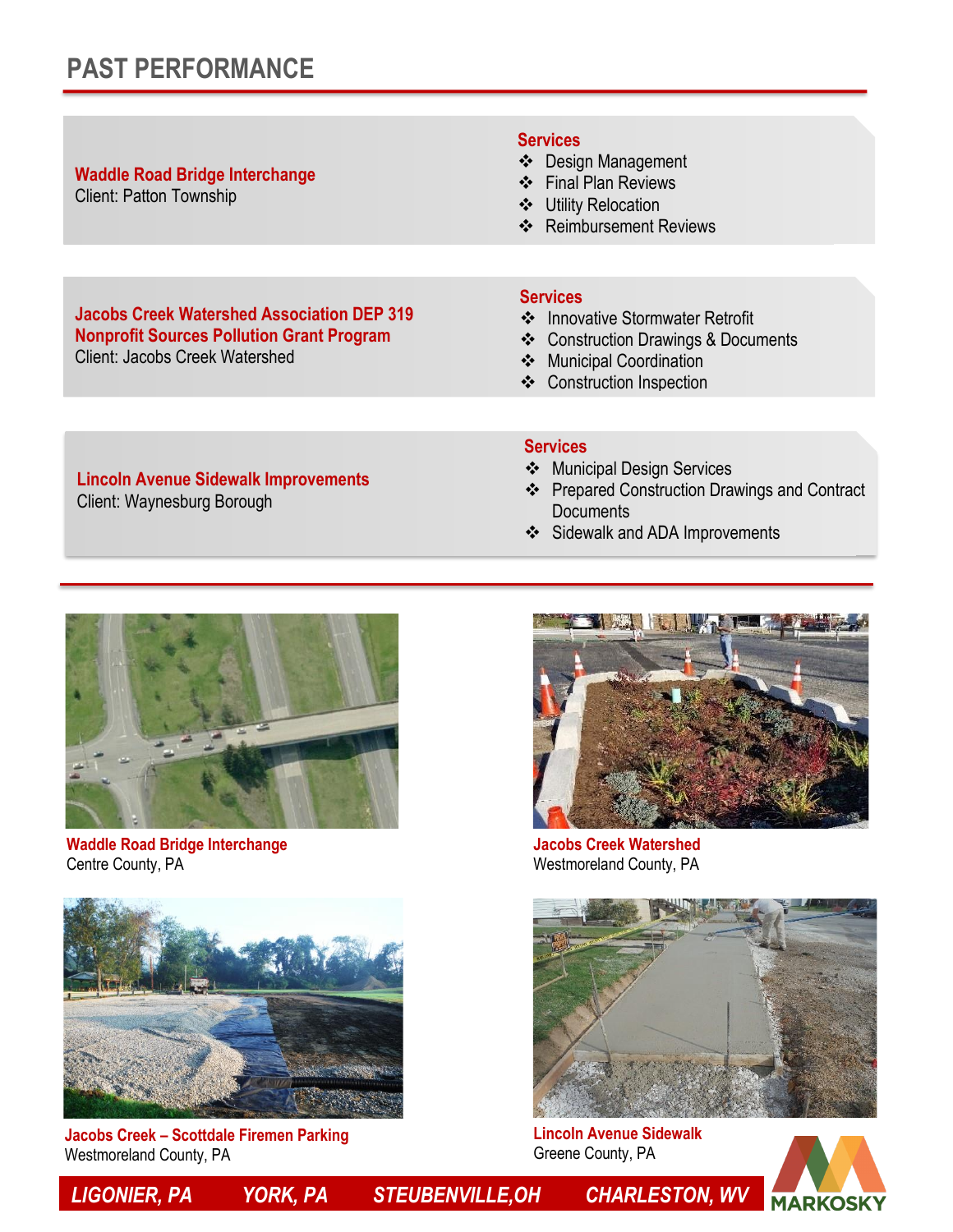## PAST PERFORMANCE

**Waddle Road Bridge Interchange**
Client: Patton Township

**Services**
- Design Management
- Final Plan Reviews
- Utility Relocation
- Reimbursement Reviews

**Jacobs Creek Watershed Association DEP 319 Nonprofit Sources Pollution Grant Program**
Client: Jacobs Creek Watershed

**Services**
- Innovative Stormwater Retrofit
- Construction Drawings & Documents
- Municipal Coordination
- Construction Inspection

**Lincoln Avenue Sidewalk Improvements**
Client: Waynesburg Borough

**Services**
- Municipal Design Services
- Prepared Construction Drawings and Contract Documents
- Sidewalk and ADA Improvements

**Waddle Road Bridge Interchange**
Centre County, PA

**Jacobs Creek Watershed**
Westmoreland County, PA

**Jacobs Creek – Scottdale Firemen Parking**
Westmoreland County, PA

**Lincoln Avenue Sidewalk**
Greene County, PA

*LIGONIER, PA YORK, PA STEUBENVILLE,OH CHARLESTON, WV*

MARKOSKY